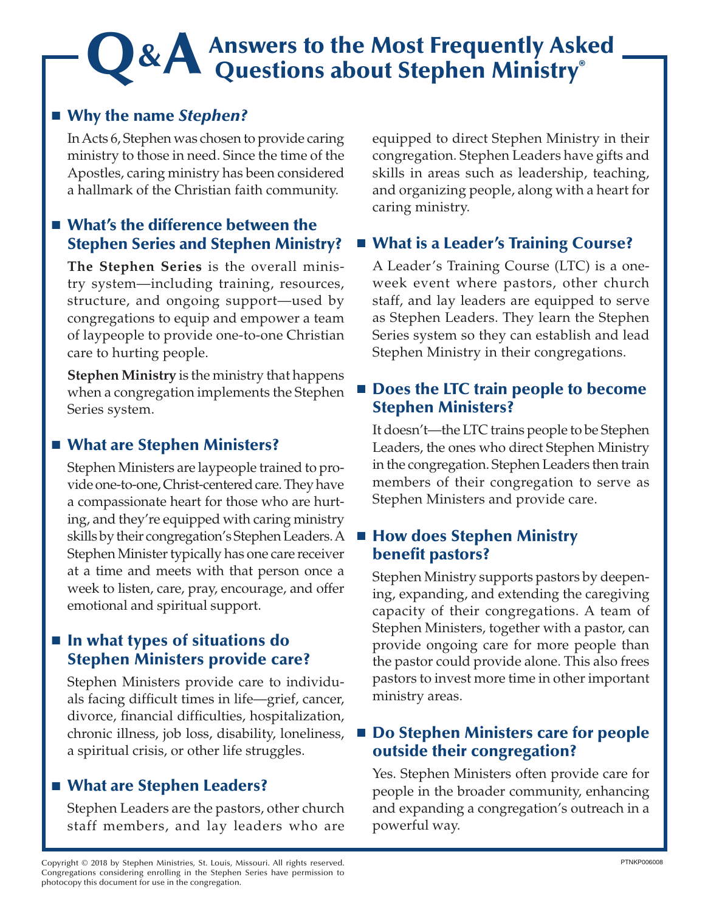# Q&A Answers to the Most Frequently Asked Questions about Stephen Ministry®

## Why the name *Stephen*?

In Acts 6, Stephen was chosen to provide caring ministry to those in need. Since the time of the Apostles, caring ministry has been considered a hallmark of the Christian faith community.

## What's the difference between the Stephen Series and Stephen Ministry?

**The Stephen Series** is the overall ministry system—including training, resources, structure, and ongoing support—used by congregations to equip and empower a team of laypeople to provide one-to-one Christian care to hurting people.

**Stephen Ministry** is the ministry that happens when a congregation implements the Stephen Series system.

## What are Stephen Ministers?

Stephen Ministers are laypeople trained to provide one-to-one, Christ-centered care. They have a compassionate heart for those who are hurting, and they're equipped with caring ministry skills by their congregation's Stephen Leaders. A Stephen Minister typically has one care receiver at a time and meets with that person once a week to listen, care, pray, encourage, and offer emotional and spiritual support.

## In what types of situations do Stephen Ministers provide care?

Stephen Ministers provide care to individuals facing difficult times in life—grief, cancer, divorce, financial difficulties, hospitalization, chronic illness, job loss, disability, loneliness, a spiritual crisis, or other life struggles.

## What are Stephen Leaders?

Stephen Leaders are the pastors, other church staff members, and lay leaders who are equipped to direct Stephen Ministry in their congregation. Stephen Leaders have gifts and skills in areas such as leadership, teaching, and organizing people, along with a heart for caring ministry.

## What is a Leader's Training Course?

A Leader's Training Course (LTC) is a one-week event where pastors, other church staff, and lay leaders are equipped to serve as Stephen Leaders. They learn the Stephen Series system so they can establish and lead Stephen Ministry in their congregations.

## Does the LTC train people to become Stephen Ministers?

It doesn't—the LTC trains people to be Stephen Leaders, the ones who direct Stephen Ministry in the congregation. Stephen Leaders then train members of their congregation to serve as Stephen Ministers and provide care.

## How does Stephen Ministry benefit pastors?

Stephen Ministry supports pastors by deepening, expanding, and extending the caregiving capacity of their congregations. A team of Stephen Ministers, together with a pastor, can provide ongoing care for more people than the pastor could provide alone. This also frees pastors to invest more time in other important ministry areas.

## Do Stephen Ministers care for people outside their congregation?

Yes. Stephen Ministers often provide care for people in the broader community, enhancing and expanding a congregation's outreach in a powerful way.

Copyright © 2018 by Stephen Ministries, St. Louis, Missouri. All rights reserved. Congregations considering enrolling in the Stephen Series have permission to photocopy this document for use in the congregation.

PTNKP006008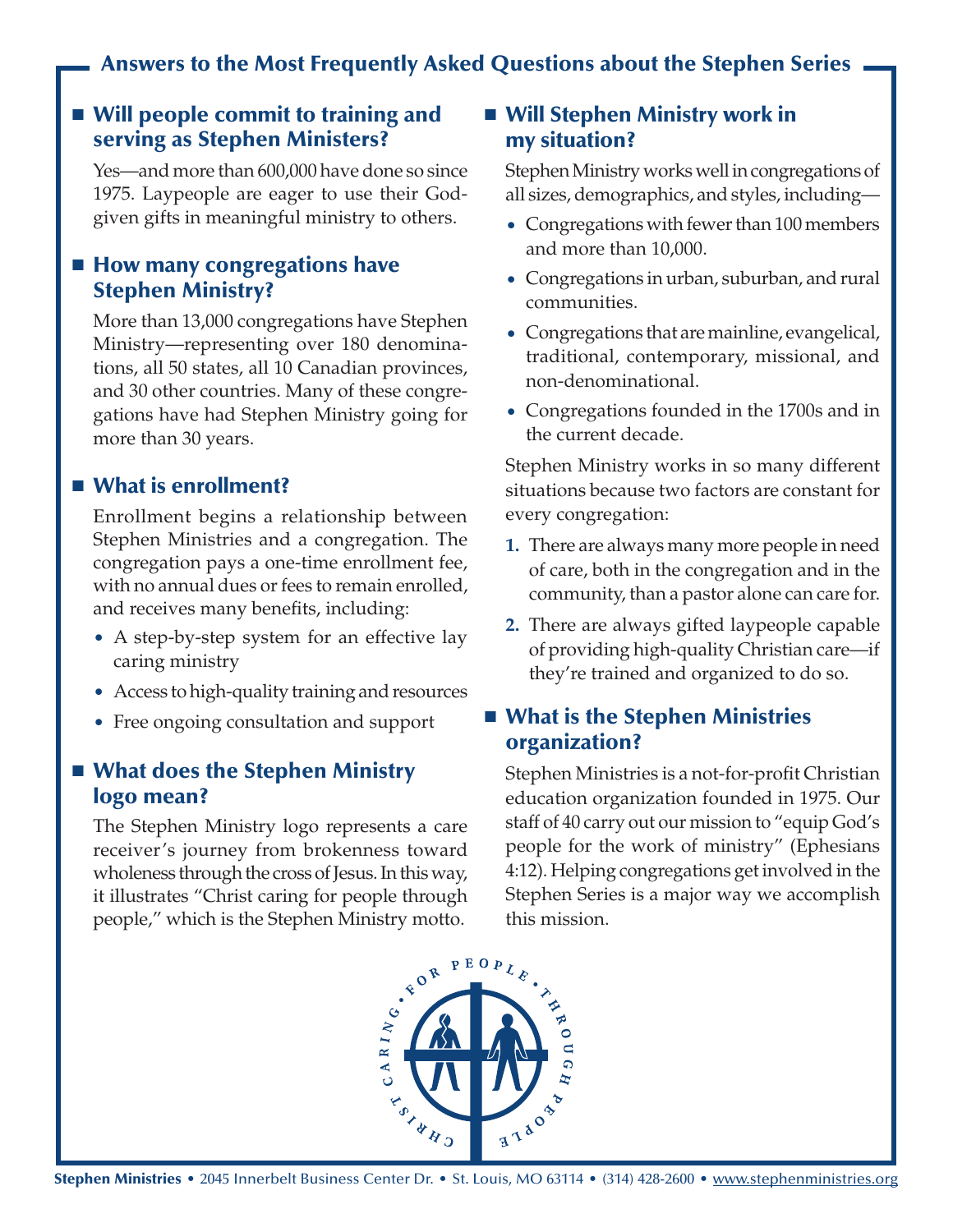## Answers to the Most Frequently Asked Questions about the Stephen Series

### Will people commit to training and serving as Stephen Ministers?

Yes—and more than 600,000 have done so since 1975. Laypeople are eager to use their God-given gifts in meaningful ministry to others.

### How many congregations have Stephen Ministry?

More than 13,000 congregations have Stephen Ministry—representing over 180 denominations, all 50 states, all 10 Canadian provinces, and 30 other countries. Many of these congregations have had Stephen Ministry going for more than 30 years.

### What is enrollment?

Enrollment begins a relationship between Stephen Ministries and a congregation. The congregation pays a one-time enrollment fee, with no annual dues or fees to remain enrolled, and receives many benefits, including:

- A step-by-step system for an effective lay caring ministry
- Access to high-quality training and resources
- Free ongoing consultation and support

### What does the Stephen Ministry logo mean?

The Stephen Ministry logo represents a care receiver's journey from brokenness toward wholeness through the cross of Jesus. In this way, it illustrates "Christ caring for people through people," which is the Stephen Ministry motto.

### Will Stephen Ministry work in my situation?

Stephen Ministry works well in congregations of all sizes, demographics, and styles, including—

- Congregations with fewer than 100 members and more than 10,000.
- Congregations in urban, suburban, and rural communities.
- Congregations that are mainline, evangelical, traditional, contemporary, missional, and non-denominational.
- Congregations founded in the 1700s and in the current decade.

Stephen Ministry works in so many different situations because two factors are constant for every congregation:

1. There are always many more people in need of care, both in the congregation and in the community, than a pastor alone can care for.
2. There are always gifted laypeople capable of providing high-quality Christian care—if they're trained and organized to do so.

### What is the Stephen Ministries organization?

Stephen Ministries is a not-for-profit Christian education organization founded in 1975. Our staff of 40 carry out our mission to "equip God's people for the work of ministry" (Ephesians 4:12). Helping congregations get involved in the Stephen Series is a major way we accomplish this mission.

CHRIST CARING • FOR PEOPLE • THROUGH PEOPLE

**Stephen Ministries** • 2045 Innerbelt Business Center Dr. • St. Louis, MO 63114 • (314) 428-2600 • www.stephenministries.org